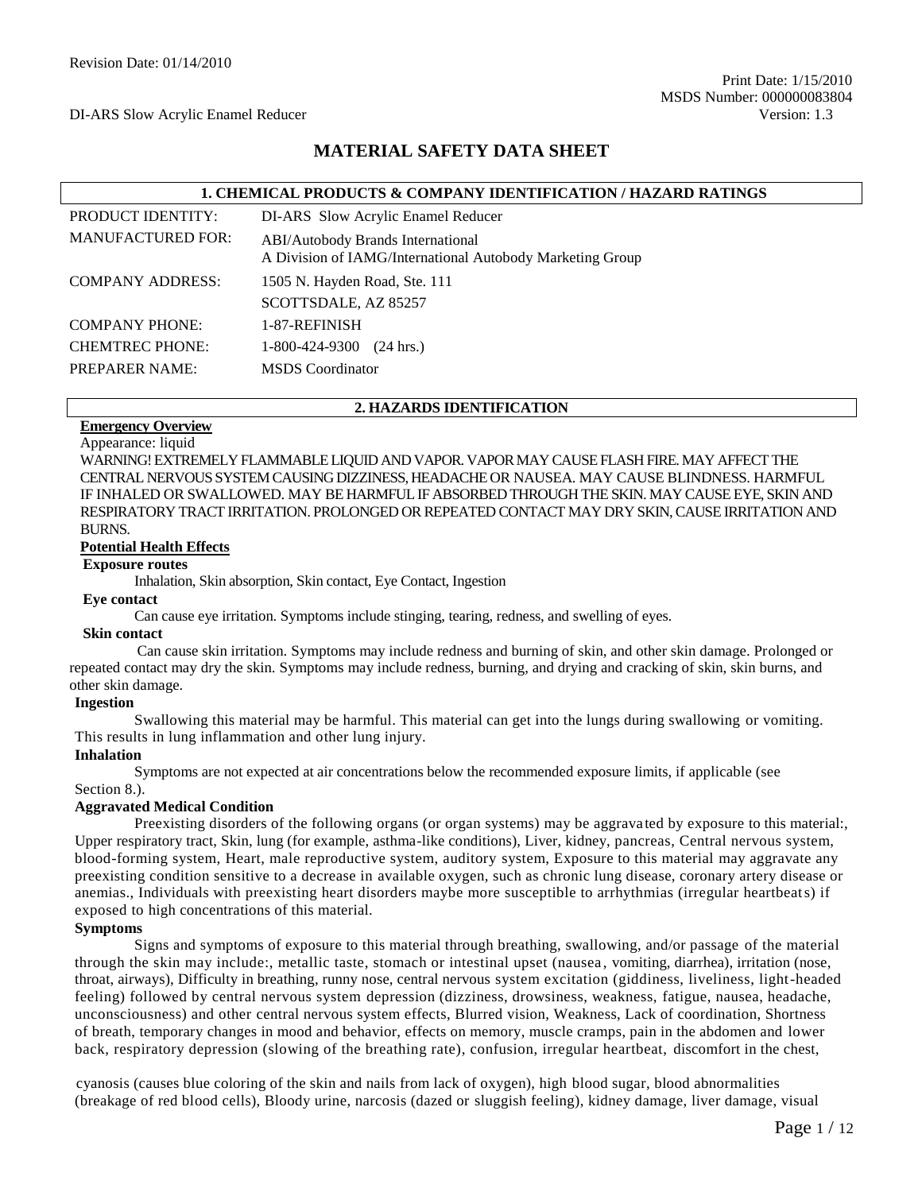Revision Date: 01/14/2010

Print Date: 1/15/2010
MSDS Number: 000000083804
Version: 1.3

DI-ARS Slow Acrylic Enamel Reducer

# MATERIAL SAFETY DATA SHEET

## 1. CHEMICAL PRODUCTS & COMPANY IDENTIFICATION / HAZARD RATINGS

| | |
|---|---|
| PRODUCT IDENTITY: | DI-ARS Slow Acrylic Enamel Reducer |
| MANUFACTURED FOR: | ABI/Autobody Brands International<br>A Division of IAMG/International Autobody Marketing Group |
| COMPANY ADDRESS: | 1505 N. Hayden Road, Ste. 111<br>SCOTTSDALE, AZ 85257 |
| COMPANY PHONE: | 1-87-REFINISH |
| CHEMTREC PHONE: | 1-800-424-9300 (24 hrs.) |
| PREPARER NAME: | MSDS Coordinator |

## 2. HAZARDS IDENTIFICATION

**Emergency Overview**

Appearance: liquid

WARNING! EXTREMELY FLAMMABLE LIQUID AND VAPOR. VAPOR MAY CAUSE FLASH FIRE. MAY AFFECT THE CENTRAL NERVOUS SYSTEM CAUSING DIZZINESS, HEADACHE OR NAUSEA. MAY CAUSE BLINDNESS. HARMFUL IF INHALED OR SWALLOWED. MAY BE HARMFUL IF ABSORBED THROUGH THE SKIN. MAY CAUSE EYE, SKIN AND RESPIRATORY TRACT IRRITATION. PROLONGED OR REPEATED CONTACT MAY DRY SKIN, CAUSE IRRITATION AND BURNS.

**Potential Health Effects**

**Exposure routes**

Inhalation, Skin absorption, Skin contact, Eye Contact, Ingestion

**Eye contact**

Can cause eye irritation. Symptoms include stinging, tearing, redness, and swelling of eyes.

**Skin contact**

Can cause skin irritation. Symptoms may include redness and burning of skin, and other skin damage. Prolonged or repeated contact may dry the skin. Symptoms may include redness, burning, and drying and cracking of skin, skin burns, and other skin damage.

**Ingestion**

Swallowing this material may be harmful. This material can get into the lungs during swallowing or vomiting. This results in lung inflammation and other lung injury.

**Inhalation**

Symptoms are not expected at air concentrations below the recommended exposure limits, if applicable (see Section 8.).

**Aggravated Medical Condition**

Preexisting disorders of the following organs (or organ systems) may be aggravated by exposure to this material:, Upper respiratory tract, Skin, lung (for example, asthma-like conditions), Liver, kidney, pancreas, Central nervous system, blood-forming system, Heart, male reproductive system, auditory system, Exposure to this material may aggravate any preexisting condition sensitive to a decrease in available oxygen, such as chronic lung disease, coronary artery disease or anemias., Individuals with preexisting heart disorders maybe more susceptible to arrhythmias (irregular heartbeats) if exposed to high concentrations of this material.

**Symptoms**

Signs and symptoms of exposure to this material through breathing, swallowing, and/or passage of the material through the skin may include:, metallic taste, stomach or intestinal upset (nausea, vomiting, diarrhea), irritation (nose, throat, airways), Difficulty in breathing, runny nose, central nervous system excitation (giddiness, liveliness, light-headed feeling) followed by central nervous system depression (dizziness, drowsiness, weakness, fatigue, nausea, headache, unconsciousness) and other central nervous system effects, Blurred vision, Weakness, Lack of coordination, Shortness of breath, temporary changes in mood and behavior, effects on memory, muscle cramps, pain in the abdomen and lower back, respiratory depression (slowing of the breathing rate), confusion, irregular heartbeat, discomfort in the chest,

cyanosis (causes blue coloring of the skin and nails from lack of oxygen), high blood sugar, blood abnormalities (breakage of red blood cells), Bloody urine, narcosis (dazed or sluggish feeling), kidney damage, liver damage, visual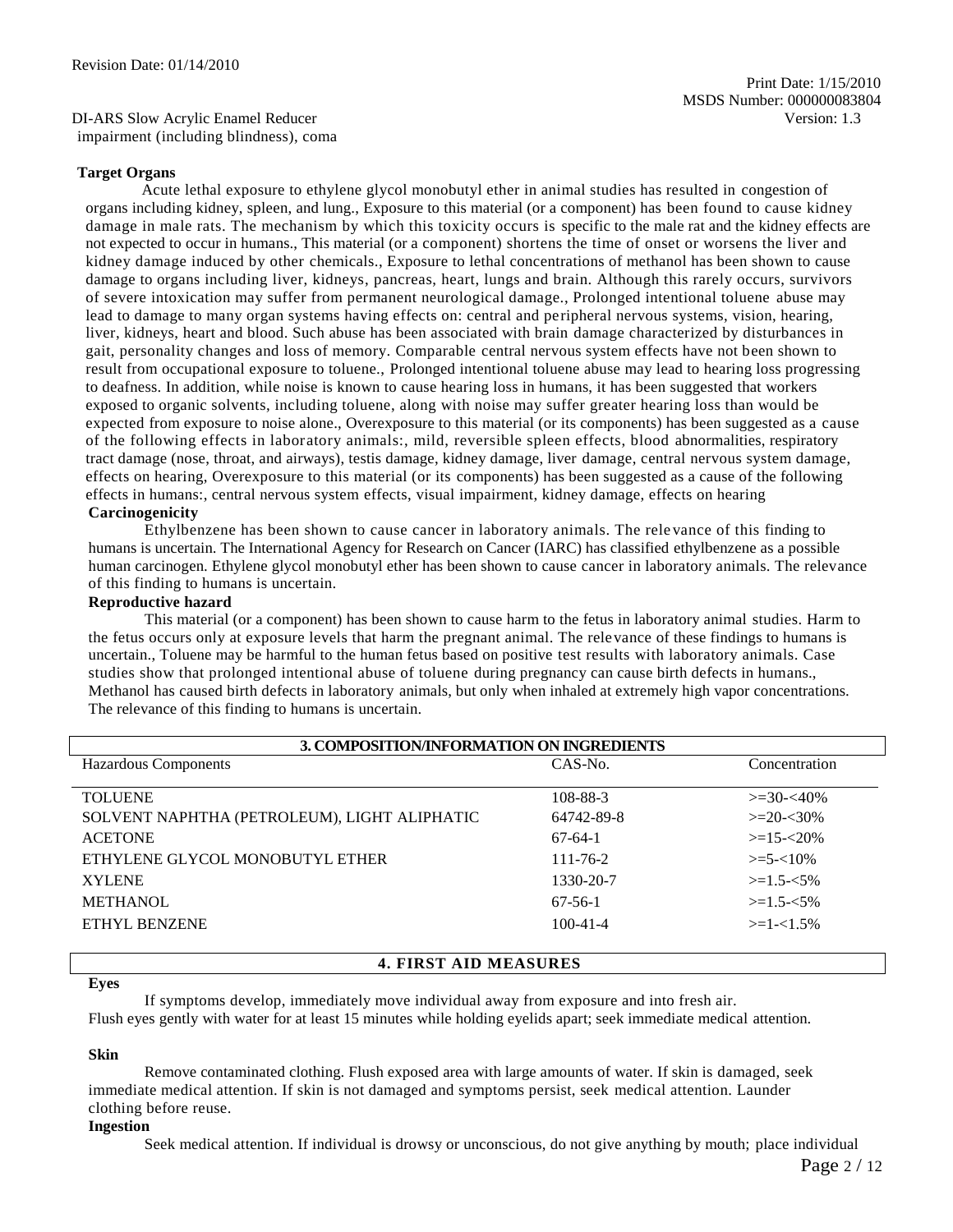impairment (including blindness), coma

**Target Organs**

Acute lethal exposure to ethylene glycol monobutyl ether in animal studies has resulted in congestion of organs including kidney, spleen, and lung., Exposure to this material (or a component) has been found to cause kidney damage in male rats. The mechanism by which this toxicity occurs is specific to the male rat and the kidney effects are not expected to occur in humans., This material (or a component) shortens the time of onset or worsens the liver and kidney damage induced by other chemicals., Exposure to lethal concentrations of methanol has been shown to cause damage to organs including liver, kidneys, pancreas, heart, lungs and brain. Although this rarely occurs, survivors of severe intoxication may suffer from permanent neurological damage., Prolonged intentional toluene abuse may lead to damage to many organ systems having effects on: central and peripheral nervous systems, vision, hearing, liver, kidneys, heart and blood. Such abuse has been associated with brain damage characterized by disturbances in gait, personality changes and loss of memory. Comparable central nervous system effects have not been shown to result from occupational exposure to toluene., Prolonged intentional toluene abuse may lead to hearing loss progressing to deafness. In addition, while noise is known to cause hearing loss in humans, it has been suggested that workers exposed to organic solvents, including toluene, along with noise may suffer greater hearing loss than would be expected from exposure to noise alone., Overexposure to this material (or its components) has been suggested as a cause of the following effects in laboratory animals:, mild, reversible spleen effects, blood abnormalities, respiratory tract damage (nose, throat, and airways), testis damage, kidney damage, liver damage, central nervous system damage, effects on hearing, Overexposure to this material (or its components) has been suggested as a cause of the following effects in humans:, central nervous system effects, visual impairment, kidney damage, effects on hearing

**Carcinogenicity**

Ethylbenzene has been shown to cause cancer in laboratory animals. The relevance of this finding to humans is uncertain. The International Agency for Research on Cancer (IARC) has classified ethylbenzene as a possible human carcinogen. Ethylene glycol monobutyl ether has been shown to cause cancer in laboratory animals. The relevance of this finding to humans is uncertain.

**Reproductive hazard**

This material (or a component) has been shown to cause harm to the fetus in laboratory animal studies. Harm to the fetus occurs only at exposure levels that harm the pregnant animal. The relevance of these findings to humans is uncertain., Toluene may be harmful to the human fetus based on positive test results with laboratory animals. Case studies show that prolonged intentional abuse of toluene during pregnancy can cause birth defects in humans., Methanol has caused birth defects in laboratory animals, but only when inhaled at extremely high vapor concentrations. The relevance of this finding to humans is uncertain.

## 3. COMPOSITION/INFORMATION ON INGREDIENTS

| Hazardous Components | CAS-No. | Concentration |
|---|---|---|
| TOLUENE | 108-88-3 | >=30-<40% |
| SOLVENT NAPHTHA (PETROLEUM), LIGHT ALIPHATIC | 64742-89-8 | >=20-<30% |
| ACETONE | 67-64-1 | >=15-<20% |
| ETHYLENE GLYCOL MONOBUTYL ETHER | 111-76-2 | >=5-<10% |
| XYLENE | 1330-20-7 | >=1.5-<5% |
| METHANOL | 67-56-1 | >=1.5-<5% |
| ETHYL BENZENE | 100-41-4 | >=1-<1.5% |

## 4. FIRST AID MEASURES

**Eyes**

If symptoms develop, immediately move individual away from exposure and into fresh air. Flush eyes gently with water for at least 15 minutes while holding eyelids apart; seek immediate medical attention.

**Skin**

Remove contaminated clothing. Flush exposed area with large amounts of water. If skin is damaged, seek immediate medical attention. If skin is not damaged and symptoms persist, seek medical attention. Launder clothing before reuse.

**Ingestion**

Seek medical attention. If individual is drowsy or unconscious, do not give anything by mouth; place individual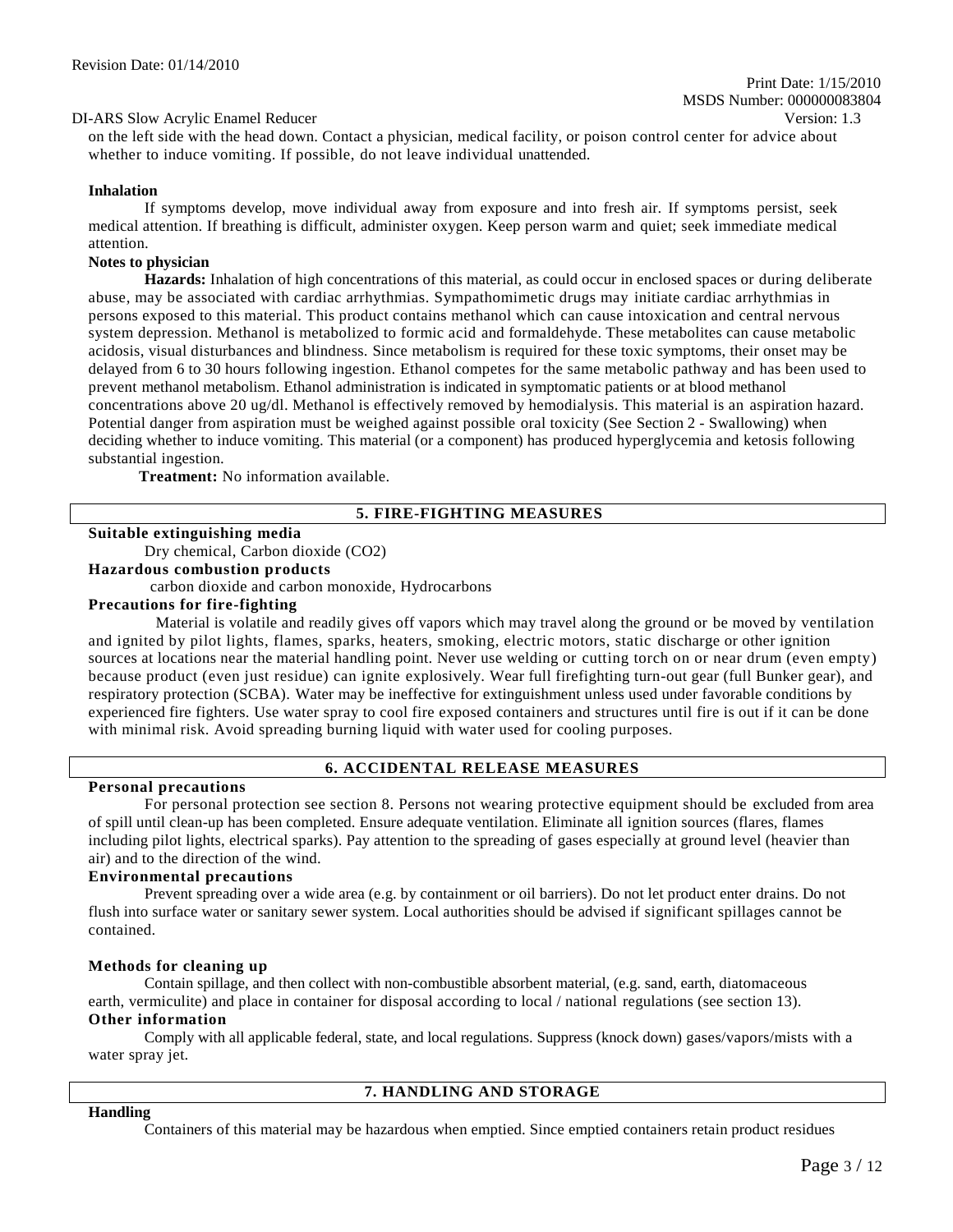on the left side with the head down. Contact a physician, medical facility, or poison control center for advice about whether to induce vomiting. If possible, do not leave individual unattended.

**Inhalation**

If symptoms develop, move individual away from exposure and into fresh air. If symptoms persist, seek medical attention. If breathing is difficult, administer oxygen. Keep person warm and quiet; seek immediate medical attention.

**Notes to physician**

**Hazards:** Inhalation of high concentrations of this material, as could occur in enclosed spaces or during deliberate abuse, may be associated with cardiac arrhythmias. Sympathomimetic drugs may initiate cardiac arrhythmias in persons exposed to this material. This product contains methanol which can cause intoxication and central nervous system depression. Methanol is metabolized to formic acid and formaldehyde. These metabolites can cause metabolic acidosis, visual disturbances and blindness. Since metabolism is required for these toxic symptoms, their onset may be delayed from 6 to 30 hours following ingestion. Ethanol competes for the same metabolic pathway and has been used to prevent methanol metabolism. Ethanol administration is indicated in symptomatic patients or at blood methanol concentrations above 20 ug/dl. Methanol is effectively removed by hemodialysis. This material is an aspiration hazard. Potential danger from aspiration must be weighed against possible oral toxicity (See Section 2 - Swallowing) when deciding whether to induce vomiting. This material (or a component) has produced hyperglycemia and ketosis following substantial ingestion.

**Treatment:** No information available.

## 5. FIRE-FIGHTING MEASURES

**Suitable extinguishing media**

Dry chemical, Carbon dioxide ($CO_2$)

**Hazardous combustion products**

carbon dioxide and carbon monoxide, Hydrocarbons

**Precautions for fire-fighting**

Material is volatile and readily gives off vapors which may travel along the ground or be moved by ventilation and ignited by pilot lights, flames, sparks, heaters, smoking, electric motors, static discharge or other ignition sources at locations near the material handling point. Never use welding or cutting torch on or near drum (even empty) because product (even just residue) can ignite explosively. Wear full firefighting turn-out gear (full Bunker gear), and respiratory protection (SCBA). Water may be ineffective for extinguishment unless used under favorable conditions by experienced fire fighters. Use water spray to cool fire exposed containers and structures until fire is out if it can be done with minimal risk. Avoid spreading burning liquid with water used for cooling purposes.

## 6. ACCIDENTAL RELEASE MEASURES

**Personal precautions**

For personal protection see section 8. Persons not wearing protective equipment should be excluded from area of spill until clean-up has been completed. Ensure adequate ventilation. Eliminate all ignition sources (flares, flames including pilot lights, electrical sparks). Pay attention to the spreading of gases especially at ground level (heavier than air) and to the direction of the wind.

**Environmental precautions**

Prevent spreading over a wide area (e.g. by containment or oil barriers). Do not let product enter drains. Do not flush into surface water or sanitary sewer system. Local authorities should be advised if significant spillages cannot be contained.

**Methods for cleaning up**

Contain spillage, and then collect with non-combustible absorbent material, (e.g. sand, earth, diatomaceous earth, vermiculite) and place in container for disposal according to local / national regulations (see section 13).

**Other information**

Comply with all applicable federal, state, and local regulations. Suppress (knock down) gases/vapors/mists with a water spray jet.

## 7. HANDLING AND STORAGE

**Handling**

Containers of this material may be hazardous when emptied. Since emptied containers retain product residues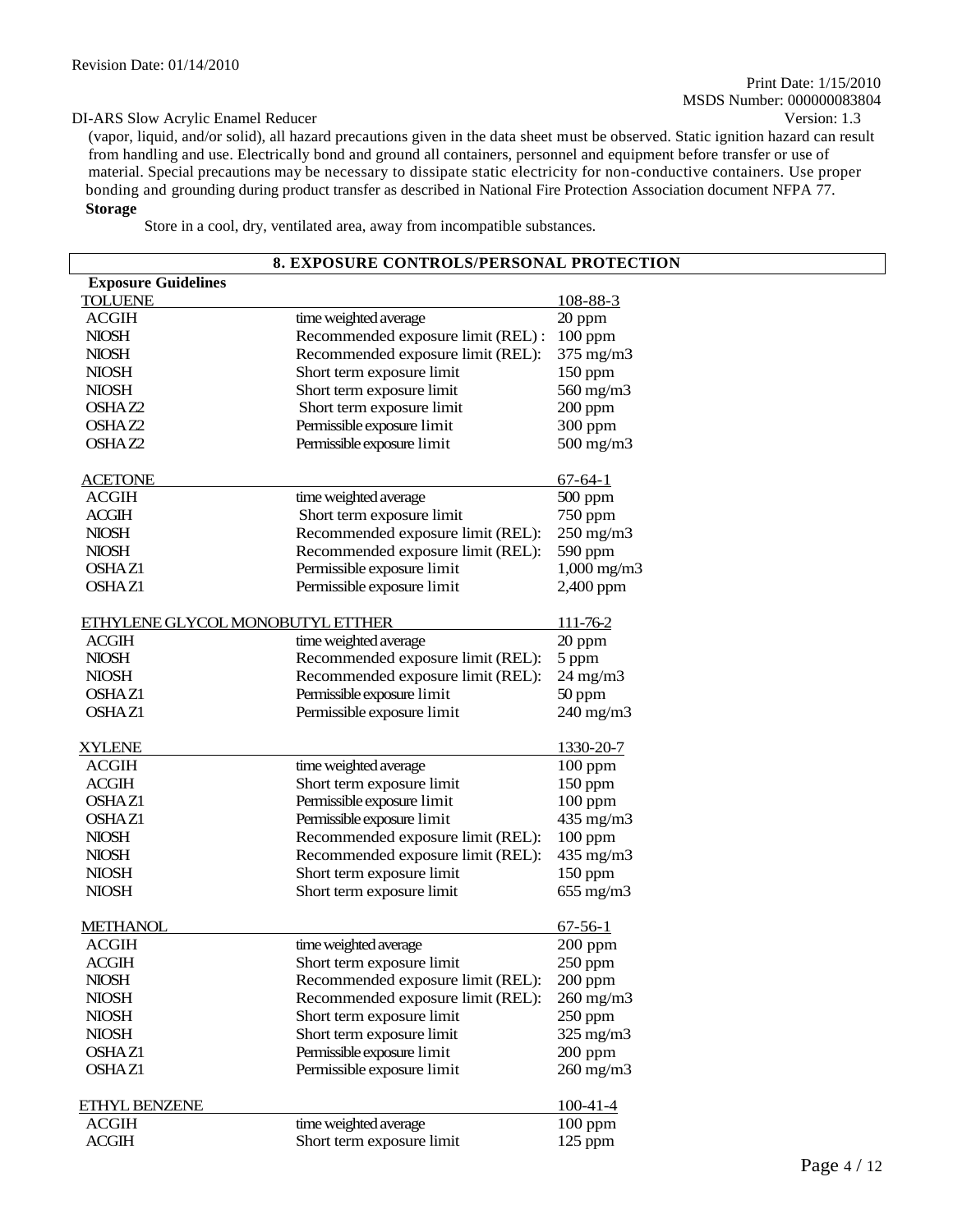(vapor, liquid, and/or solid), all hazard precautions given in the data sheet must be observed. Static ignition hazard can result from handling and use. Electrically bond and ground all containers, personnel and equipment before transfer or use of material. Special precautions may be necessary to dissipate static electricity for non-conductive containers. Use proper bonding and grounding during product transfer as described in National Fire Protection Association document NFPA 77.

**Storage**

Store in a cool, dry, ventilated area, away from incompatible substances.

## 8. EXPOSURE CONTROLS/PERSONAL PROTECTION

**Exposure Guidelines**

| TOLUENE | | 108-88-3 |
|---|---|---|
| ACGIH | time weighted average | 20 ppm |
| NIOSH | Recommended exposure limit (REL) : | 100 ppm |
| NIOSH | Recommended exposure limit (REL): | 375 mg/m3 |
| NIOSH | Short term exposure limit | 150 ppm |
| NIOSH | Short term exposure limit | 560 mg/m3 |
| OSHA Z2 | Short term exposure limit | 200 ppm |
| OSHA Z2 | Permissible exposure limit | 300 ppm |
| OSHA Z2 | Permissible exposure limit | 500 mg/m3 |

| ACETONE | | 67-64-1 |
|---|---|---|
| ACGIH | time weighted average | 500 ppm |
| ACGIH | Short term exposure limit | 750 ppm |
| NIOSH | Recommended exposure limit (REL): | 250 mg/m3 |
| NIOSH | Recommended exposure limit (REL): | 590 ppm |
| OSHA Z1 | Permissible exposure limit | 1,000 mg/m3 |
| OSHA Z1 | Permissible exposure limit | 2,400 ppm |

| ETHYLENE GLYCOL MONOBUTYL ETTHER | | 111-76-2 |
|---|---|---|
| ACGIH | time weighted average | 20 ppm |
| NIOSH | Recommended exposure limit (REL): | 5 ppm |
| NIOSH | Recommended exposure limit (REL): | 24 mg/m3 |
| OSHA Z1 | Permissible exposure limit | 50 ppm |
| OSHA Z1 | Permissible exposure limit | 240 mg/m3 |

| XYLENE | | 1330-20-7 |
|---|---|---|
| ACGIH | time weighted average | 100 ppm |
| ACGIH | Short term exposure limit | 150 ppm |
| OSHA Z1 | Permissible exposure limit | 100 ppm |
| OSHA Z1 | Permissible exposure limit | 435 mg/m3 |
| NIOSH | Recommended exposure limit (REL): | 100 ppm |
| NIOSH | Recommended exposure limit (REL): | 435 mg/m3 |
| NIOSH | Short term exposure limit | 150 ppm |
| NIOSH | Short term exposure limit | 655 mg/m3 |

| METHANOL | | 67-56-1 |
|---|---|---|
| ACGIH | time weighted average | 200 ppm |
| ACGIH | Short term exposure limit | 250 ppm |
| NIOSH | Recommended exposure limit (REL): | 200 ppm |
| NIOSH | Recommended exposure limit (REL): | 260 mg/m3 |
| NIOSH | Short term exposure limit | 250 ppm |
| NIOSH | Short term exposure limit | 325 mg/m3 |
| OSHA Z1 | Permissible exposure limit | 200 ppm |
| OSHA Z1 | Permissible exposure limit | 260 mg/m3 |

| ETHYL BENZENE | | 100-41-4 |
|---|---|---|
| ACGIH | time weighted average | 100 ppm |
| ACGIH | Short term exposure limit | 125 ppm |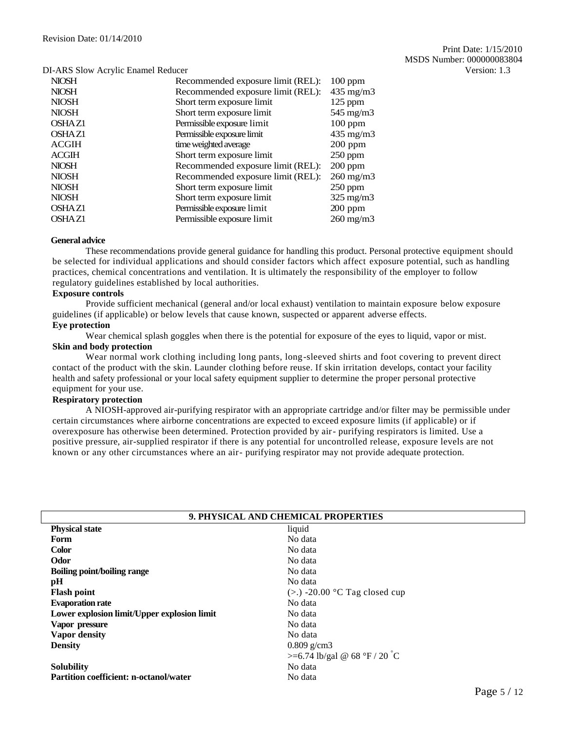| | | |
|---|---|---|
| NIOSH | Recommended exposure limit (REL): | 100 ppm |
| NIOSH | Recommended exposure limit (REL): | 435 mg/m3 |
| NIOSH | Short term exposure limit | 125 ppm |
| NIOSH | Short term exposure limit | 545 mg/m3 |
| OSHA Z1 | Permissible exposure limit | 100 ppm |
| OSHA Z1 | Permissible exposure limit | 435 mg/m3 |
| ACGIH | time weighted average | 200 ppm |
| ACGIH | Short term exposure limit | 250 ppm |
| NIOSH | Recommended exposure limit (REL): | 200 ppm |
| NIOSH | Recommended exposure limit (REL): | 260 mg/m3 |
| NIOSH | Short term exposure limit | 250 ppm |
| NIOSH | Short term exposure limit | 325 mg/m3 |
| OSHA Z1 | Permissible exposure limit | 200 ppm |
| OSHA Z1 | Permissible exposure limit | 260 mg/m3 |

**General advice**

These recommendations provide general guidance for handling this product. Personal protective equipment should be selected for individual applications and should consider factors which affect exposure potential, such as handling practices, chemical concentrations and ventilation. It is ultimately the responsibility of the employer to follow regulatory guidelines established by local authorities.

**Exposure controls**

Provide sufficient mechanical (general and/or local exhaust) ventilation to maintain exposure below exposure guidelines (if applicable) or below levels that cause known, suspected or apparent adverse effects.

**Eye protection**

Wear chemical splash goggles when there is the potential for exposure of the eyes to liquid, vapor or mist.

**Skin and body protection**

Wear normal work clothing including long pants, long-sleeved shirts and foot covering to prevent direct contact of the product with the skin. Launder clothing before reuse. If skin irritation develops, contact your facility health and safety professional or your local safety equipment supplier to determine the proper personal protective equipment for your use.

**Respiratory protection**

A NIOSH-approved air-purifying respirator with an appropriate cartridge and/or filter may be permissible under certain circumstances where airborne concentrations are expected to exceed exposure limits (if applicable) or if overexposure has otherwise been determined. Protection provided by air- purifying respirators is limited. Use a positive pressure, air-supplied respirator if there is any potential for uncontrolled release, exposure levels are not known or any other circumstances where an air- purifying respirator may not provide adequate protection.

## 9. PHYSICAL AND CHEMICAL PROPERTIES

| | |
|---|---|
| **Physical state** | liquid |
| **Form** | No data |
| **Color** | No data |
| **Odor** | No data |
| **Boiling point/boiling range** | No data |
| **pH** | No data |
| **Flash point** | (>.) -20.00 °C Tag closed cup |
| **Evaporation rate** | No data |
| **Lower explosion limit/Upper explosion limit** | No data |
| **Vapor pressure** | No data |
| **Vapor density** | No data |
| **Density** | 0.809 g/cm3<br>>=6.74 lb/gal @ 68 °F / 20 °C |
| **Solubility** | No data |
| **Partition coefficient: n-octanol/water** | No data |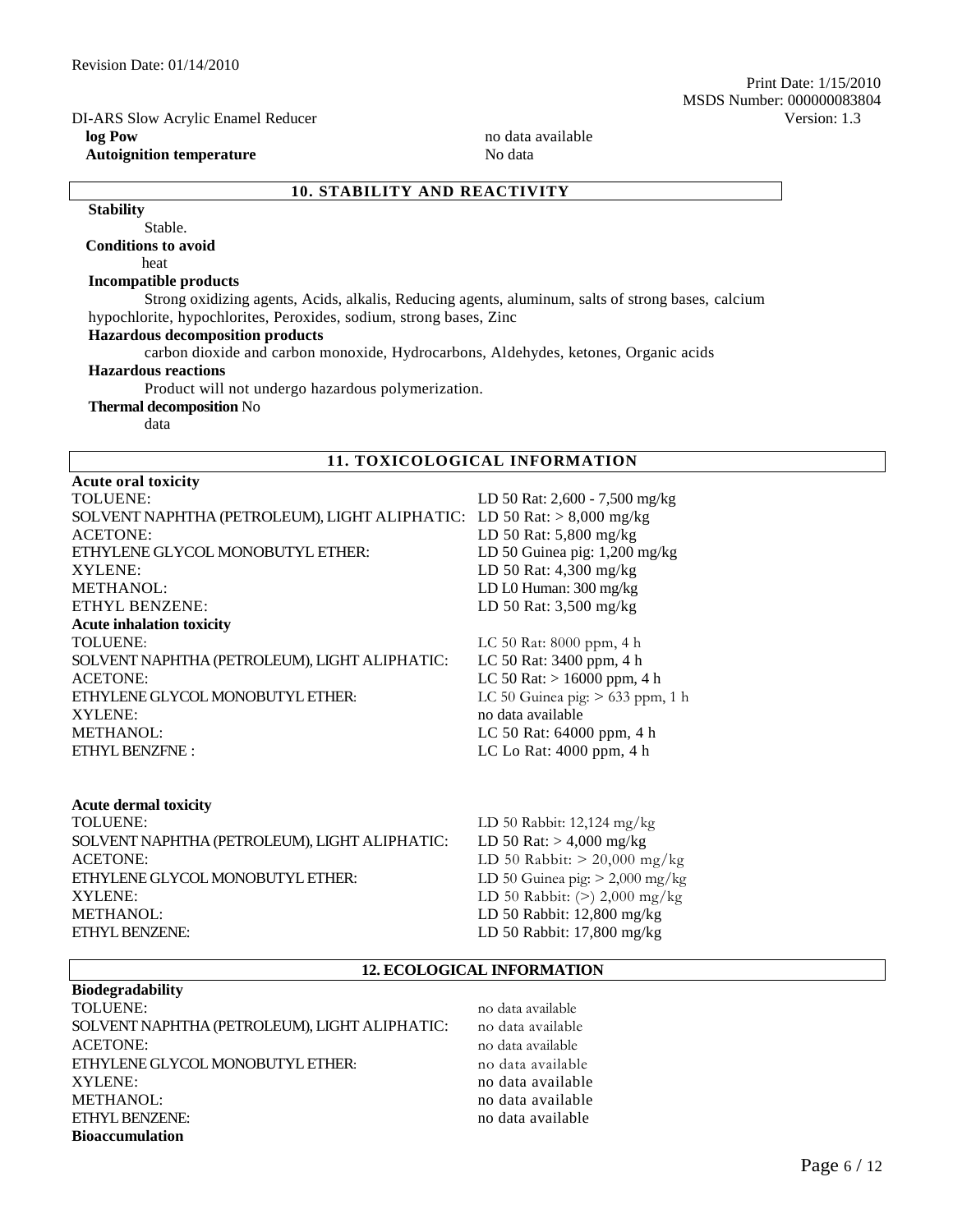**log Pow** no data available

**Autoignition temperature** No data

## 10. STABILITY AND REACTIVITY

**Stability**

Stable.

**Conditions to avoid**

heat

**Incompatible products**

Strong oxidizing agents, Acids, alkalis, Reducing agents, aluminum, salts of strong bases, calcium hypochlorite, hypochlorites, Peroxides, sodium, strong bases, Zinc

**Hazardous decomposition products**

carbon dioxide and carbon monoxide, Hydrocarbons, Aldehydes, ketones, Organic acids

**Hazardous reactions**

Product will not undergo hazardous polymerization.

**Thermal decomposition** No data

## 11. TOXICOLOGICAL INFORMATION

**Acute oral toxicity**

| | |
|---|---|
| TOLUENE: | LD 50 Rat: 2,600 - 7,500 mg/kg |
| SOLVENT NAPHTHA (PETROLEUM), LIGHT ALIPHATIC: | LD 50 Rat: > 8,000 mg/kg |
| ACETONE: | LD 50 Rat: 5,800 mg/kg |
| ETHYLENE GLYCOL MONOBUTYL ETHER: | LD 50 Guinea pig: 1,200 mg/kg |
| XYLENE: | LD 50 Rat: 4,300 mg/kg |
| METHANOL: | LD L0 Human: 300 mg/kg |
| ETHYL BENZENE: | LD 50 Rat: 3,500 mg/kg |

**Acute inhalation toxicity**

| | |
|---|---|
| TOLUENE: | LC 50 Rat: 8000 ppm, 4 h |
| SOLVENT NAPHTHA (PETROLEUM), LIGHT ALIPHATIC: | LC 50 Rat: 3400 ppm, 4 h |
| ACETONE: | LC 50 Rat: > 16000 ppm, 4 h |
| ETHYLENE GLYCOL MONOBUTYL ETHER: | LC 50 Guinea pig: > 633 ppm, 1 h |
| XYLENE: | no data available |
| METHANOL: | LC 50 Rat: 64000 ppm, 4 h |
| ETHYL BENZFNE : | LC Lo Rat: 4000 ppm, 4 h |

**Acute dermal toxicity**

| | |
|---|---|
| TOLUENE: | LD 50 Rabbit: 12,124 mg/kg |
| SOLVENT NAPHTHA (PETROLEUM), LIGHT ALIPHATIC: | LD 50 Rat: > 4,000 mg/kg |
| ACETONE: | LD 50 Rabbit: > 20,000 mg/kg |
| ETHYLENE GLYCOL MONOBUTYL ETHER: | LD 50 Guinea pig: > 2,000 mg/kg |
| XYLENE: | LD 50 Rabbit: (>) 2,000 mg/kg |
| METHANOL: | LD 50 Rabbit: 12,800 mg/kg |
| ETHYL BENZENE: | LD 50 Rabbit: 17,800 mg/kg |

## 12. ECOLOGICAL INFORMATION

**Biodegradability**

| | |
|---|---|
| TOLUENE: | no data available |
| SOLVENT NAPHTHA (PETROLEUM), LIGHT ALIPHATIC: | no data available |
| ACETONE: | no data available |
| ETHYLENE GLYCOL MONOBUTYL ETHER: | no data available |
| XYLENE: | no data available |
| METHANOL: | no data available |
| ETHYL BENZENE: | no data available |

**Bioaccumulation**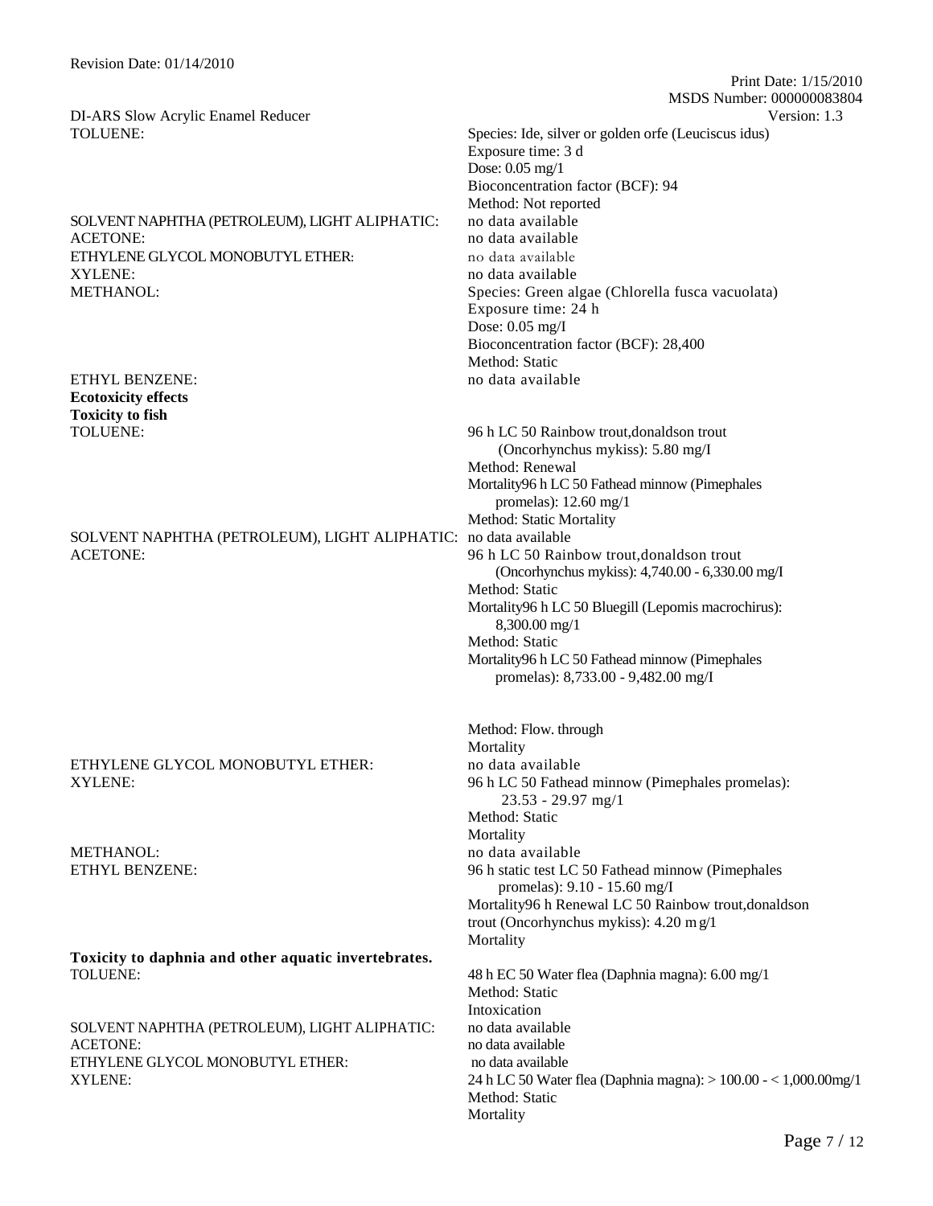DI-ARS Slow Acrylic Enamel Reducer

| | |
|---|---|
| TOLUENE: | Species: Ide, silver or golden orfe (Leuciscus idus)<br>Exposure time: 3 d<br>Dose: 0.05 mg/1<br>Bioconcentration factor (BCF): 94<br>Method: Not reported |
| SOLVENT NAPHTHA (PETROLEUM), LIGHT ALIPHATIC: | no data available |
| ACETONE: | no data available |
| ETHYLENE GLYCOL MONOBUTYL ETHER: | no data available |
| XYLENE: | no data available |
| METHANOL: | Species: Green algae (Chlorella fusca vacuolata)<br>Exposure time: 24 h<br>Dose: 0.05 mg/I<br>Bioconcentration factor (BCF): 28,400<br>Method: Static |
| ETHYL BENZENE: | no data available |

**Ecotoxicity effects**

**Toxicity to fish**

| | |
|---|---|
| TOLUENE: | 96 h LC 50 Rainbow trout,donaldson trout (Oncorhynchus mykiss): 5.80 mg/I<br>Method: Renewal<br>Mortality96 h LC 50 Fathead minnow (Pimephales promelas): 12.60 mg/1<br>Method: Static Mortality |
| SOLVENT NAPHTHA (PETROLEUM), LIGHT ALIPHATIC: | no data available |
| ACETONE: | 96 h LC 50 Rainbow trout,donaldson trout (Oncorhynchus mykiss): 4,740.00 - 6,330.00 mg/I<br>Method: Static<br>Mortality96 h LC 50 Bluegill (Lepomis macrochirus): 8,300.00 mg/1<br>Method: Static<br>Mortality96 h LC 50 Fathead minnow (Pimephales promelas): 8,733.00 - 9,482.00 mg/I<br>Method: Flow. through<br>Mortality |
| ETHYLENE GLYCOL MONOBUTYL ETHER: | no data available |
| XYLENE: | 96 h LC 50 Fathead minnow (Pimephales promelas): 23.53 - 29.97 mg/1<br>Method: Static<br>Mortality |
| METHANOL: | no data available |
| ETHYL BENZENE: | 96 h static test LC 50 Fathead minnow (Pimephales promelas): 9.10 - 15.60 mg/I<br>Mortality96 h Renewal LC 50 Rainbow trout,donaldson trout (Oncorhynchus mykiss): 4.20 mg/1<br>Mortality |

**Toxicity to daphnia and other aquatic invertebrates.**

| | |
|---|---|
| TOLUENE: | 48 h EC 50 Water flea (Daphnia magna): 6.00 mg/1<br>Method: Static<br>Intoxication |
| SOLVENT NAPHTHA (PETROLEUM), LIGHT ALIPHATIC: | no data available |
| ACETONE: | no data available |
| ETHYLENE GLYCOL MONOBUTYL ETHER: | no data available |
| XYLENE: | 24 h LC 50 Water flea (Daphnia magna): > 100.00 - < 1,000.00mg/1<br>Method: Static<br>Mortality |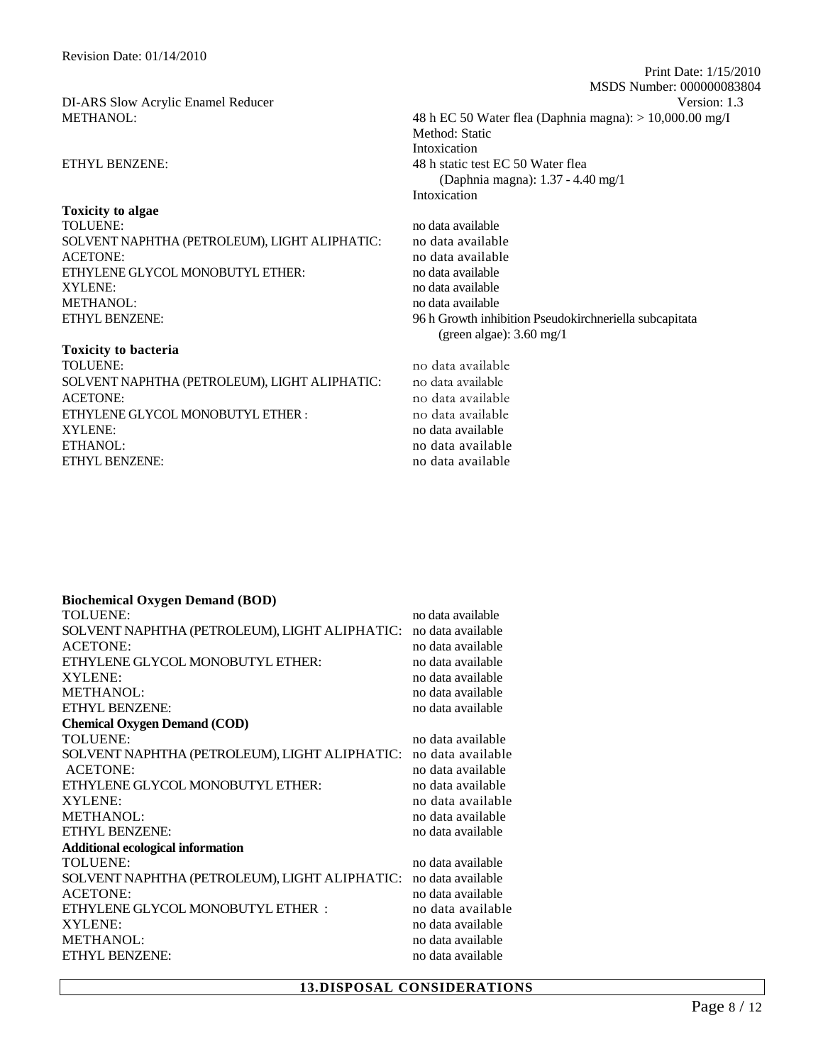DI-ARS Slow Acrylic Enamel Reducer

| | |
|---|---|
| METHANOL: | 48 h EC 50 Water flea (Daphnia magna): > 10,000.00 mg/I<br>Method: Static<br>Intoxication |
| ETHYL BENZENE: | 48 h static test EC 50 Water flea<br>(Daphnia magna): 1.37 - 4.40 mg/1<br>Intoxication |

**Toxicity to algae**

| | |
|---|---|
| TOLUENE: | no data available |
| SOLVENT NAPHTHA (PETROLEUM), LIGHT ALIPHATIC: | no data available |
| ACETONE: | no data available |
| ETHYLENE GLYCOL MONOBUTYL ETHER: | no data available |
| XYLENE: | no data available |
| METHANOL: | no data available |
| ETHYL BENZENE: | 96 h Growth inhibition Pseudokirchneriella subcapitata (green algae): 3.60 mg/1 |

**Toxicity to bacteria**

| | |
|---|---|
| TOLUENE: | no data available |
| SOLVENT NAPHTHA (PETROLEUM), LIGHT ALIPHATIC: | no data available |
| ACETONE: | no data available |
| ETHYLENE GLYCOL MONOBUTYL ETHER : | no data available |
| XYLENE: | no data available |
| ETHANOL: | no data available |
| ETHYL BENZENE: | no data available |

**Biochemical Oxygen Demand (BOD)**

| | |
|---|---|
| TOLUENE: | no data available |
| SOLVENT NAPHTHA (PETROLEUM), LIGHT ALIPHATIC: | no data available |
| ACETONE: | no data available |
| ETHYLENE GLYCOL MONOBUTYL ETHER: | no data available |
| XYLENE: | no data available |
| METHANOL: | no data available |
| ETHYL BENZENE: | no data available |

**Chemical Oxygen Demand (COD)**

| | |
|---|---|
| TOLUENE: | no data available |
| SOLVENT NAPHTHA (PETROLEUM), LIGHT ALIPHATIC: | no data available |
| ACETONE: | no data available |
| ETHYLENE GLYCOL MONOBUTYL ETHER: | no data available |
| XYLENE: | no data available |
| METHANOL: | no data available |
| ETHYL BENZENE: | no data available |

**Additional ecological information**

| | |
|---|---|
| TOLUENE: | no data available |
| SOLVENT NAPHTHA (PETROLEUM), LIGHT ALIPHATIC: | no data available |
| ACETONE: | no data available |
| ETHYLENE GLYCOL MONOBUTYL ETHER : | no data available |
| XYLENE: | no data available |
| METHANOL: | no data available |
| ETHYL BENZENE: | no data available |

## 13.DISPOSAL CONSIDERATIONS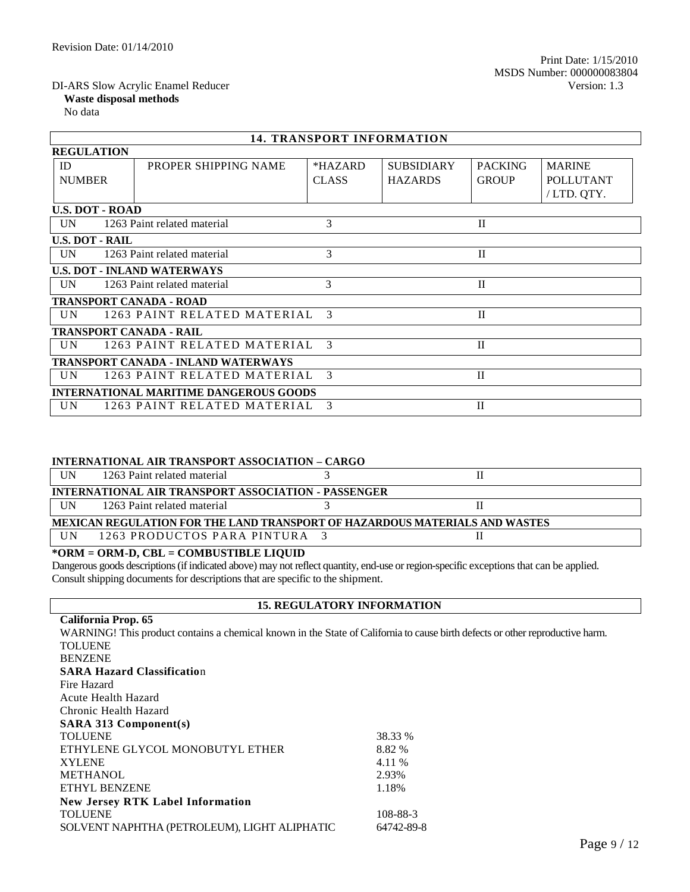DI-ARS Slow Acrylic Enamel Reducer

**Waste disposal methods**

No data

## 14. TRANSPORT INFORMATION

**REGULATION**

| ID NUMBER | PROPER SHIPPING NAME | *HAZARD CLASS | SUBSIDIARY HAZARDS | PACKING GROUP | MARINE POLLUTANT / LTD. QTY. |
|---|---|---|---|---|---|
| **U.S. DOT - ROAD** | | | | | |
| UN 1263 | Paint related material | 3 | | II | |
| **U.S. DOT - RAIL** | | | | | |
| UN 1263 | Paint related material | 3 | | II | |
| **U.S. DOT - INLAND WATERWAYS** | | | | | |
| UN 1263 | Paint related material | 3 | | II | |
| **TRANSPORT CANADA - ROAD** | | | | | |
| UN 1263 | PAINT RELATED MATERIAL | 3 | | II | |
| **TRANSPORT CANADA - RAIL** | | | | | |
| UN 1263 | PAINT RELATED MATERIAL | 3 | | II | |
| **TRANSPORT CANADA - INLAND WATERWAYS** | | | | | |
| UN 1263 | PAINT RELATED MATERIAL | 3 | | II | |
| **INTERNATIONAL MARITIME DANGEROUS GOODS** | | | | | |
| UN 1263 | PAINT RELATED MATERIAL | 3 | | II | |
| **INTERNATIONAL AIR TRANSPORT ASSOCIATION – CARGO** | | | | | |
| UN 1263 | Paint related material | 3 | | II | |
| **INTERNATIONAL AIR TRANSPORT ASSOCIATION - PASSENGER** | | | | | |
| UN 1263 | Paint related material | 3 | | II | |
| **MEXICAN REGULATION FOR THE LAND TRANSPORT OF HAZARDOUS MATERIALS AND WASTES** | | | | | |
| UN 1263 | PRODUCTOS PARA PINTURA | 3 | | II | |

***ORM = ORM-D, CBL = COMBUSTIBLE LIQUID**

Dangerous goods descriptions (if indicated above) may not reflect quantity, end-use or region-specific exceptions that can be applied. Consult shipping documents for descriptions that are specific to the shipment.

## 15. REGULATORY INFORMATION

**California Prop. 65**

WARNING! This product contains a chemical known in the State of California to cause birth defects or other reproductive harm.

TOLUENE

BENZENE

**SARA Hazard Classification**

Fire Hazard

Acute Health Hazard

Chronic Health Hazard

**SARA 313 Component(s)**

| | |
|---|---|
| TOLUENE | 38.33 % |
| ETHYLENE GLYCOL MONOBUTYL ETHER | 8.82 % |
| XYLENE | 4.11 % |
| METHANOL | 2.93% |
| ETHYL BENZENE | 1.18% |

**New Jersey RTK Label Information**

| | |
|---|---|
| TOLUENE | 108-88-3 |
| SOLVENT NAPHTHA (PETROLEUM), LIGHT ALIPHATIC | 64742-89-8 |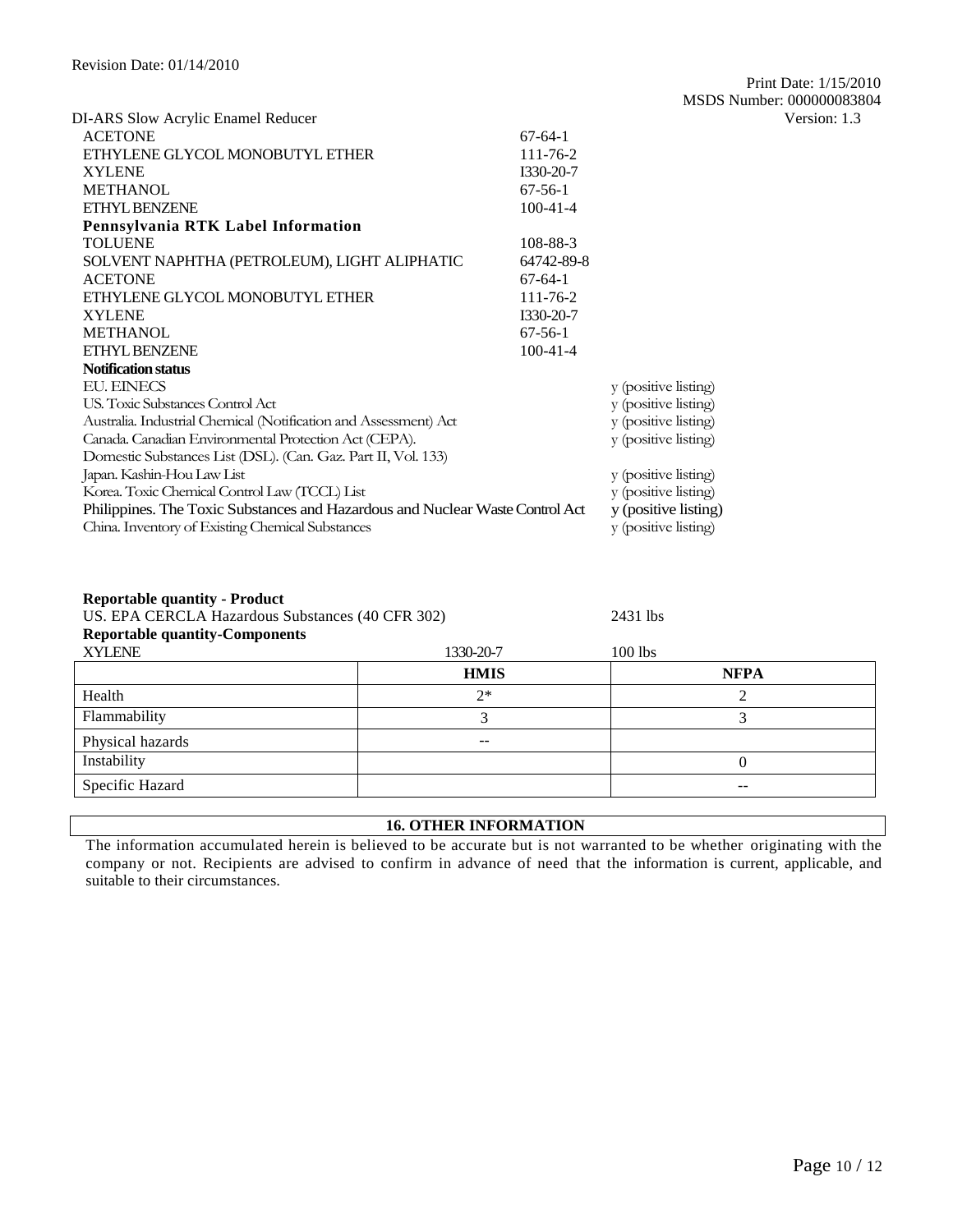DI-ARS Slow Acrylic Enamel Reducer

| | |
|---|---|
| ACETONE | 67-64-1 |
| ETHYLENE GLYCOL MONOBUTYL ETHER | 111-76-2 |
| XYLENE | I330-20-7 |
| METHANOL | 67-56-1 |
| ETHYL BENZENE | 100-41-4 |

**Pennsylvania RTK Label Information**

| | |
|---|---|
| TOLUENE | 108-88-3 |
| SOLVENT NAPHTHA (PETROLEUM), LIGHT ALIPHATIC | 64742-89-8 |
| ACETONE | 67-64-1 |
| ETHYLENE GLYCOL MONOBUTYL ETHER | 111-76-2 |
| XYLENE | I330-20-7 |
| METHANOL | 67-56-1 |
| ETHYL BENZENE | 100-41-4 |

**Notification status**

| | |
|---|---|
| EU. EINECS | y (positive listing) |
| US. Toxic Substances Control Act | y (positive listing) |
| Australia. Industrial Chemical (Notification and Assessment) Act | y (positive listing) |
| Canada. Canadian Environmental Protection Act (CEPA). Domestic Substances List (DSL). (Can. Gaz. Part II, Vol. 133) | y (positive listing) |
| Japan. Kashin-Hou Law List | y (positive listing) |
| Korea. Toxic Chemical Control Law (TCCL) List | y (positive listing) |
| Philippines. The Toxic Substances and Hazardous and Nuclear Waste Control Act | y (positive listing) |
| China. Inventory of Existing Chemical Substances | y (positive listing) |

**Reportable quantity - Product**

US. EPA CERCLA Hazardous Substances (40 CFR 302) 2431 lbs

**Reportable quantity-Components**

| | | |
|---|---|---|
| XYLENE | 1330-20-7 | 100 lbs |

| | HMIS | NFPA |
|---|---|---|
| Health | 2* | 2 |
| Flammability | 3 | 3 |
| Physical hazards | -- | |
| Instability | | 0 |
| Specific Hazard | | -- |

## 16. OTHER INFORMATION

The information accumulated herein is believed to be accurate but is not warranted to be whether originating with the company or not. Recipients are advised to confirm in advance of need that the information is current, applicable, and suitable to their circumstances.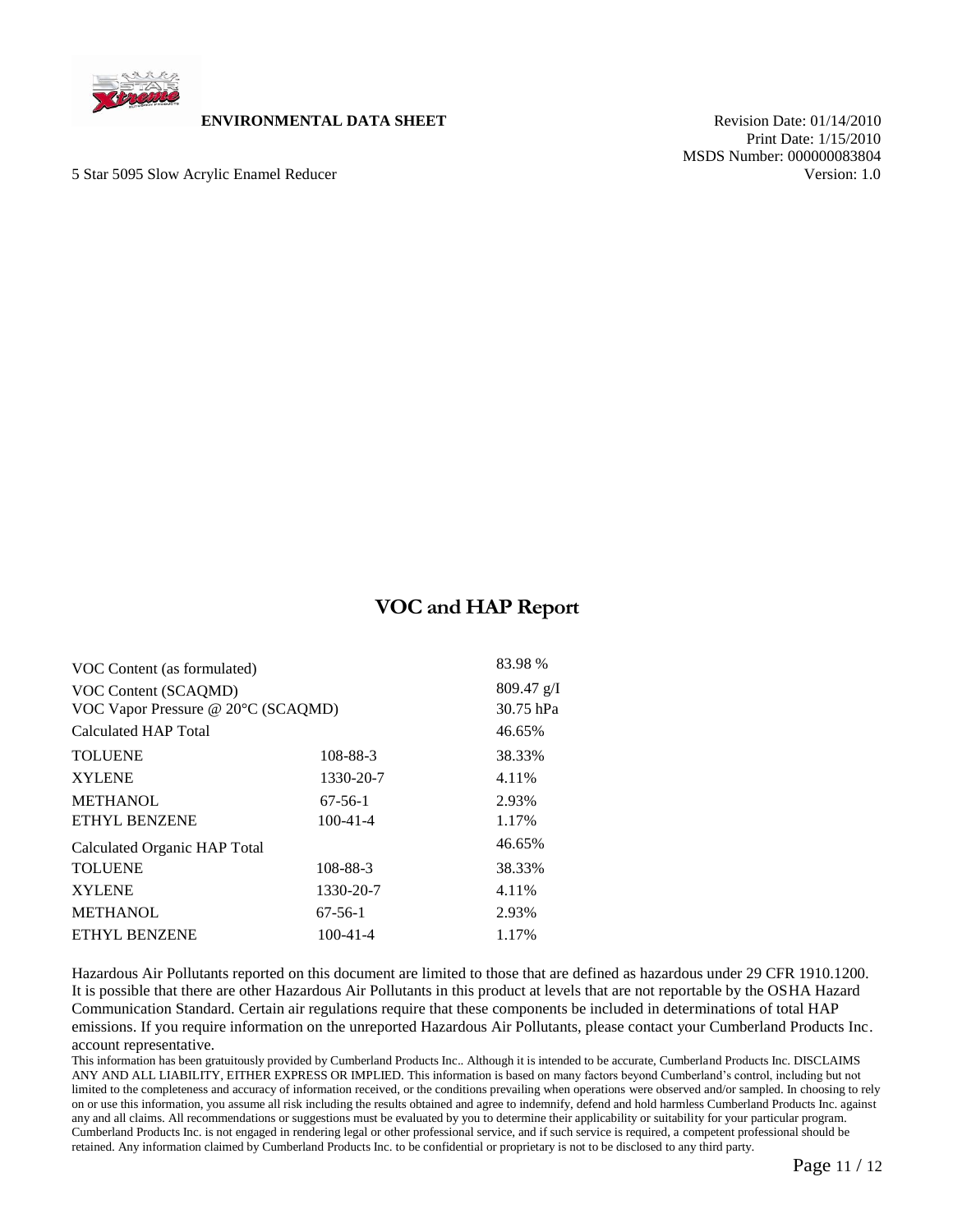**ENVIRONMENTAL DATA SHEET**

Revision Date: 01/14/2010
Print Date: 1/15/2010
MSDS Number: 000000083804
Version: 1.0

5 Star 5095 Slow Acrylic Enamel Reducer

## VOC and HAP Report

| | | |
|---|---|---|
| VOC Content (as formulated) | | 83.98 % |
| VOC Content (SCAQMD) | | 809.47 g/I |
| VOC Vapor Pressure @ 20°C (SCAQMD) | | 30.75 hPa |
| Calculated HAP Total | | 46.65% |
| TOLUENE | 108-88-3 | 38.33% |
| XYLENE | 1330-20-7 | 4.11% |
| METHANOL | 67-56-1 | 2.93% |
| ETHYL BENZENE | 100-41-4 | 1.17% |
| Calculated Organic HAP Total | | 46.65% |
| TOLUENE | 108-88-3 | 38.33% |
| XYLENE | 1330-20-7 | 4.11% |
| METHANOL | 67-56-1 | 2.93% |
| ETHYL BENZENE | 100-41-4 | 1.17% |

Hazardous Air Pollutants reported on this document are limited to those that are defined as hazardous under 29 CFR 1910.1200. It is possible that there are other Hazardous Air Pollutants in this product at levels that are not reportable by the OSHA Hazard Communication Standard. Certain air regulations require that these components be included in determinations of total HAP emissions. If you require information on the unreported Hazardous Air Pollutants, please contact your Cumberland Products Inc. account representative.

This information has been gratuitously provided by Cumberland Products Inc.. Although it is intended to be accurate, Cumberland Products Inc. DISCLAIMS ANY AND ALL LIABILITY, EITHER EXPRESS OR IMPLIED. This information is based on many factors beyond Cumberland's control, including but not limited to the completeness and accuracy of information received, or the conditions prevailing when operations were observed and/or sampled. In choosing to rely on or use this information, you assume all risk including the results obtained and agree to indemnify, defend and hold harmless Cumberland Products Inc. against any and all claims. All recommendations or suggestions must be evaluated by you to determine their applicability or suitability for your particular program. Cumberland Products Inc. is not engaged in rendering legal or other professional service, and if such service is required, a competent professional should be retained. Any information claimed by Cumberland Products Inc. to be confidential or proprietary is not to be disclosed to any third party.